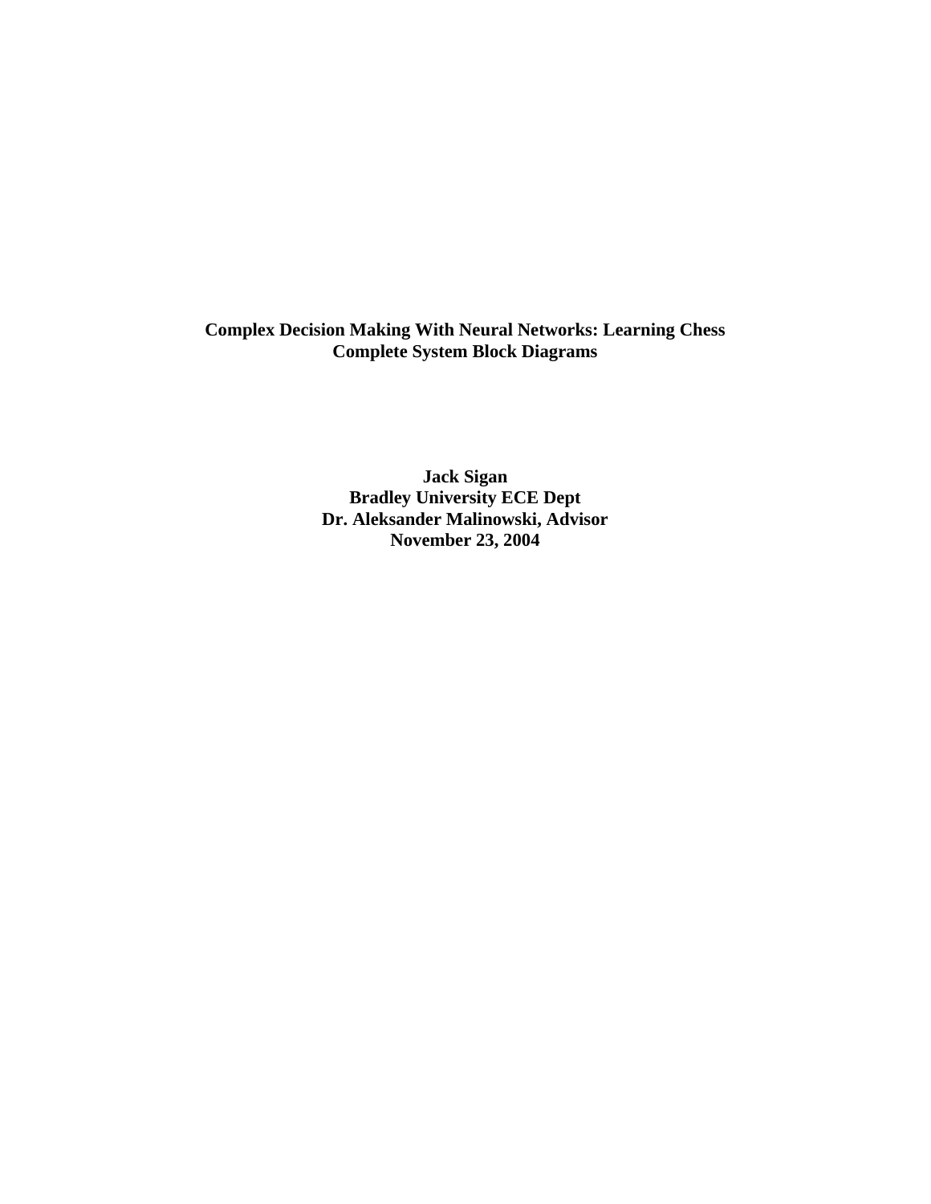# Complex Decision Making With Neural Networks: Learning Chess
## Complete System Block Diagrams

**Jack Sigan**
**Bradley University ECE Dept**
**Dr. Aleksander Malinowski, Advisor**
**November 23, 2004**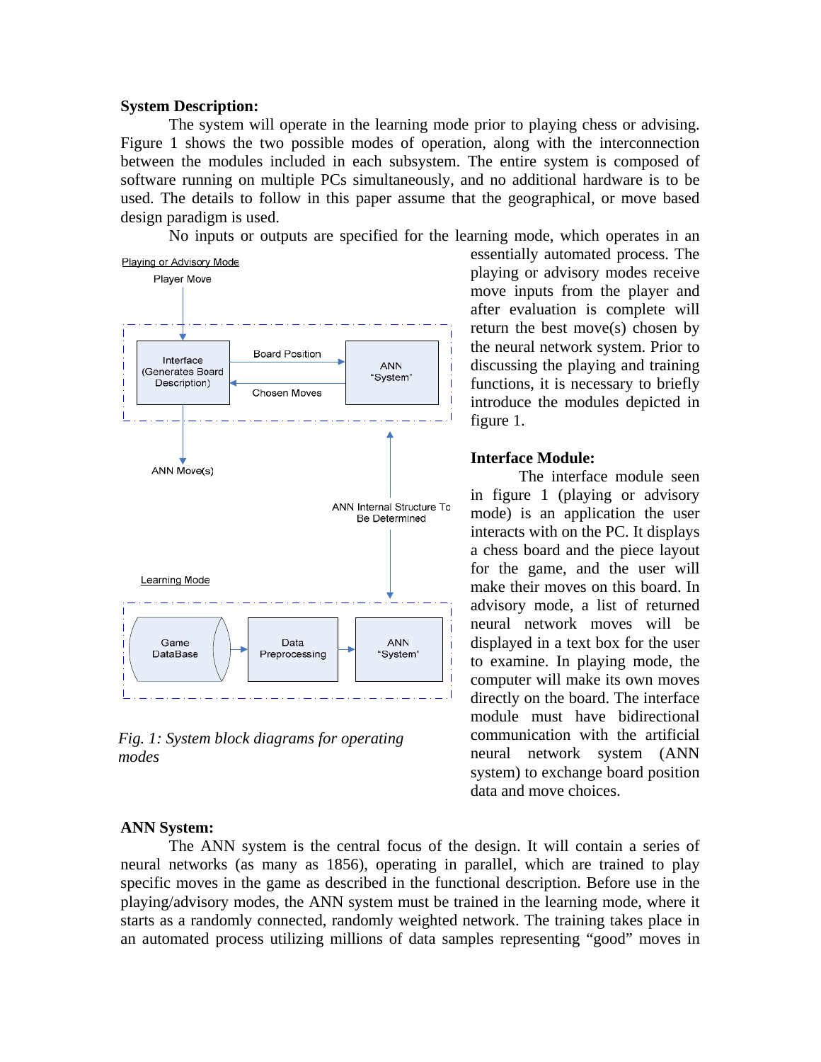**System Description:**

The system will operate in the learning mode prior to playing chess or advising. Figure 1 shows the two possible modes of operation, along with the interconnection between the modules included in each subsystem. The entire system is composed of software running on multiple PCs simultaneously, and no additional hardware is to be used. The details to follow in this paper assume that the geographical, or move based design paradigm is used.

No inputs or outputs are specified for the learning mode, which operates in an essentially automated process. The playing or advisory modes receive move inputs from the player and after evaluation is complete will return the best move(s) chosen by the neural network system. Prior to discussing the playing and training functions, it is necessary to briefly introduce the modules depicted in figure 1.

*Fig. 1: System block diagrams for operating modes*

**Interface Module:**

The interface module seen in figure 1 (playing or advisory mode) is an application the user interacts with on the PC. It displays a chess board and the piece layout for the game, and the user will make their moves on this board. In advisory mode, a list of returned neural network moves will be displayed in a text box for the user to examine. In playing mode, the computer will make its own moves directly on the board. The interface module must have bidirectional communication with the artificial neural network system (ANN system) to exchange board position data and move choices.

**ANN System:**

The ANN system is the central focus of the design. It will contain a series of neural networks (as many as 1856), operating in parallel, which are trained to play specific moves in the game as described in the functional description. Before use in the playing/advisory modes, the ANN system must be trained in the learning mode, where it starts as a randomly connected, randomly weighted network. The training takes place in an automated process utilizing millions of data samples representing "good" moves in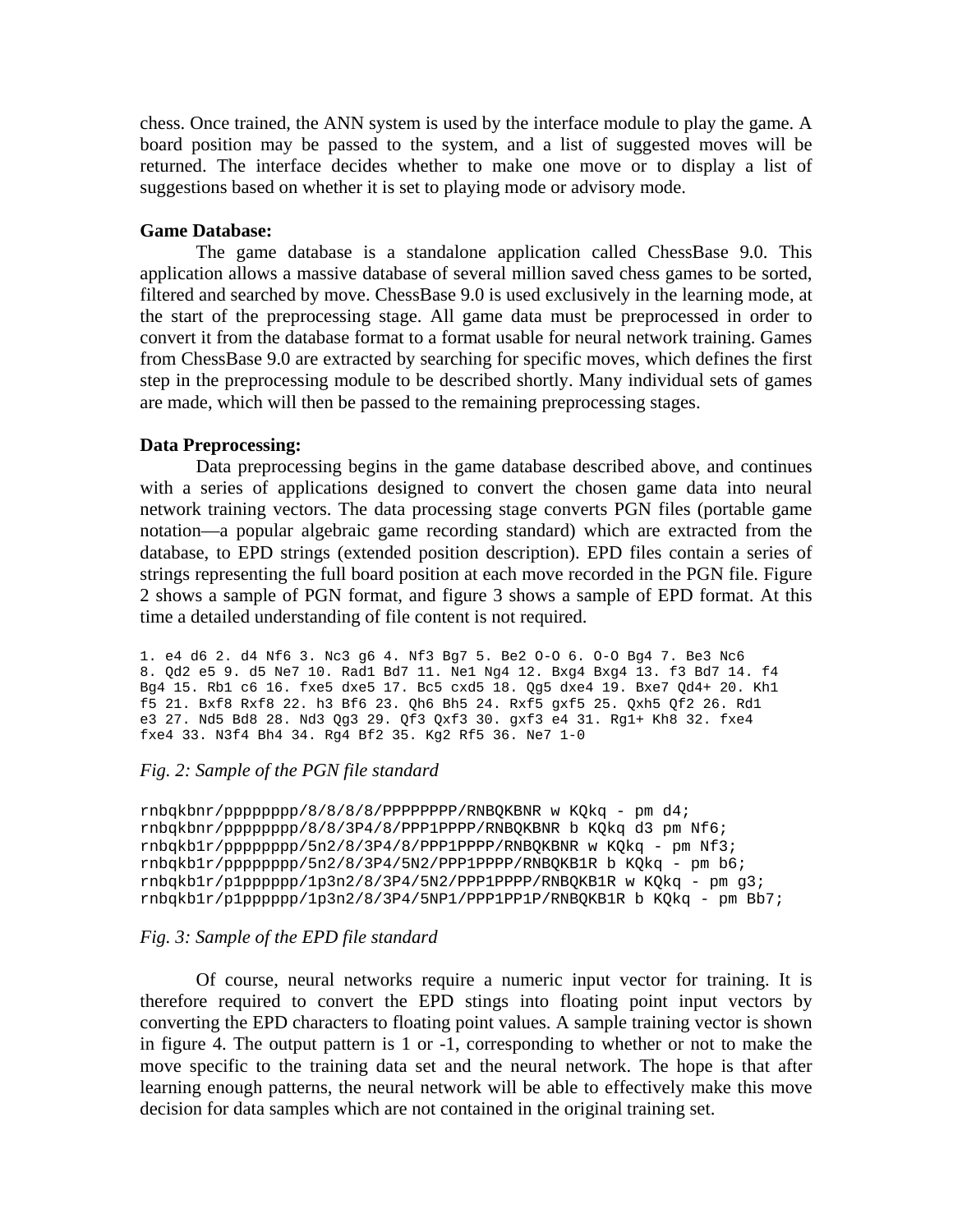chess. Once trained, the ANN system is used by the interface module to play the game. A board position may be passed to the system, and a list of suggested moves will be returned. The interface decides whether to make one move or to display a list of suggestions based on whether it is set to playing mode or advisory mode.

**Game Database:**

The game database is a standalone application called ChessBase 9.0. This application allows a massive database of several million saved chess games to be sorted, filtered and searched by move. ChessBase 9.0 is used exclusively in the learning mode, at the start of the preprocessing stage. All game data must be preprocessed in order to convert it from the database format to a format usable for neural network training. Games from ChessBase 9.0 are extracted by searching for specific moves, which defines the first step in the preprocessing module to be described shortly. Many individual sets of games are made, which will then be passed to the remaining preprocessing stages.

**Data Preprocessing:**

Data preprocessing begins in the game database described above, and continues with a series of applications designed to convert the chosen game data into neural network training vectors. The data processing stage converts PGN files (portable game notation—a popular algebraic game recording standard) which are extracted from the database, to EPD strings (extended position description). EPD files contain a series of strings representing the full board position at each move recorded in the PGN file. Figure 2 shows a sample of PGN format, and figure 3 shows a sample of EPD format. At this time a detailed understanding of file content is not required.

```
1. e4 d6 2. d4 Nf6 3. Nc3 g6 4. Nf3 Bg7 5. Be2 O-O 6. O-O Bg4 7. Be3 Nc6
8. Qd2 e5 9. d5 Ne7 10. Rad1 Bd7 11. Ne1 Ng4 12. Bxg4 Bxg4 13. f3 Bd7 14. f4
Bg4 15. Rb1 c6 16. fxe5 dxe5 17. Bc5 cxd5 18. Qg5 dxe4 19. Bxe7 Qd4+ 20. Kh1
f5 21. Bxf8 Rxf8 22. h3 Bf6 23. Qh6 Bh5 24. Rxf5 gxf5 25. Qxh5 Qf2 26. Rd1
e3 27. Nd5 Bd8 28. Nd3 Qg3 29. Qf3 Qxf3 30. gxf3 e4 31. Rg1+ Kh8 32. fxe4
fxe4 33. N3f4 Bh4 34. Rg4 Bf2 35. Kg2 Rf5 36. Ne7 1-0
```

*Fig. 2: Sample of the PGN file standard*

```
rnbqkbnr/pppppppp/8/8/8/8/PPPPPPPP/RNBQKBNR w KQkq - pm d4;
rnbqkbnr/pppppppp/8/8/3P4/8/PPP1PPPP/RNBQKBNR b KQkq d3 pm Nf6;
rnbqkb1r/pppppppp/5n2/8/3P4/8/PPP1PPPP/RNBQKBNR w KQkq - pm Nf3;
rnbqkb1r/pppppppp/5n2/8/3P4/5N2/PPP1PPPP/RNBQKB1R b KQkq - pm b6;
rnbqkb1r/p1pppppp/1p3n2/8/3P4/5N2/PPP1PPPP/RNBQKB1R w KQkq - pm g3;
rnbqkb1r/p1pppppp/1p3n2/8/3P4/5NP1/PPP1PP1P/RNBQKB1R b KQkq - pm Bb7;
```

*Fig. 3: Sample of the EPD file standard*

Of course, neural networks require a numeric input vector for training. It is therefore required to convert the EPD stings into floating point input vectors by converting the EPD characters to floating point values. A sample training vector is shown in figure 4. The output pattern is 1 or -1, corresponding to whether or not to make the move specific to the training data set and the neural network. The hope is that after learning enough patterns, the neural network will be able to effectively make this move decision for data samples which are not contained in the original training set.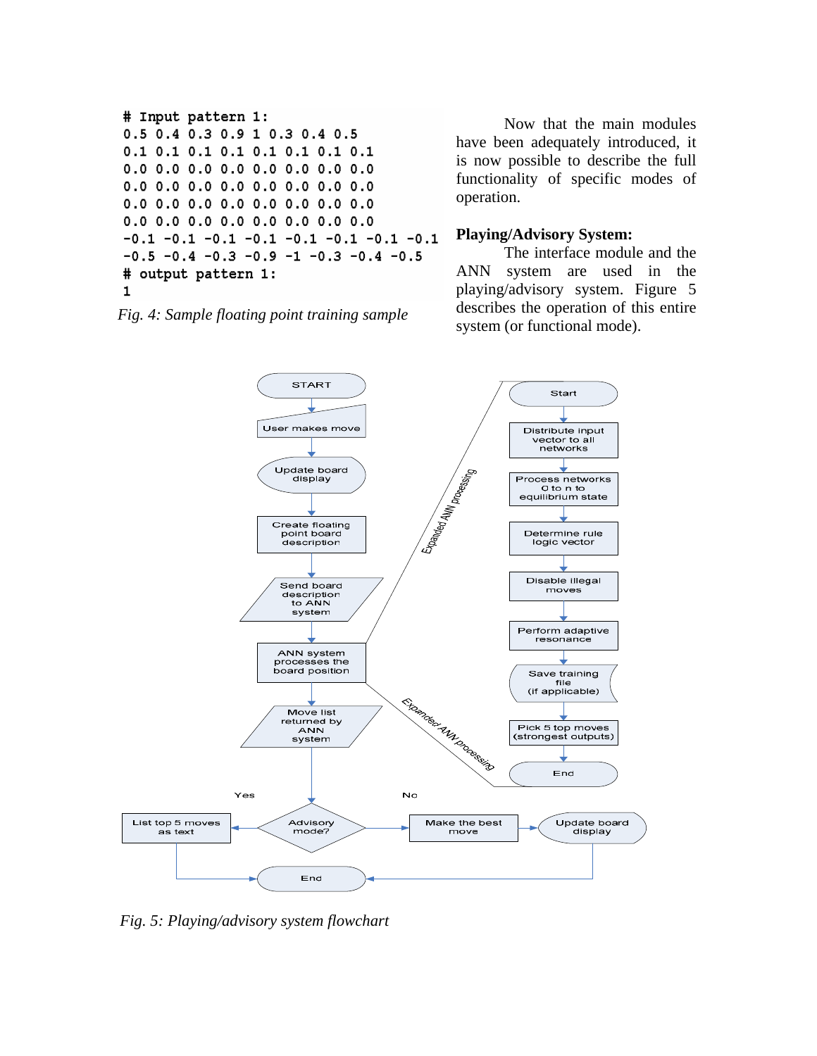```
# Input pattern 1:
0.5 0.4 0.3 0.9 1 0.3 0.4 0.5
0.1 0.1 0.1 0.1 0.1 0.1 0.1 0.1
0.0 0.0 0.0 0.0 0.0 0.0 0.0 0.0
0.0 0.0 0.0 0.0 0.0 0.0 0.0 0.0
0.0 0.0 0.0 0.0 0.0 0.0 0.0 0.0
0.0 0.0 0.0 0.0 0.0 0.0 0.0 0.0
-0.1 -0.1 -0.1 -0.1 -0.1 -0.1 -0.1 -0.1
-0.5 -0.4 -0.3 -0.9 -1 -0.3 -0.4 -0.5
# output pattern 1:
1
```

*Fig. 4: Sample floating point training sample*

Now that the main modules have been adequately introduced, it is now possible to describe the full functionality of specific modes of operation.

**Playing/Advisory System:**

The interface module and the ANN system are used in the playing/advisory system. Figure 5 describes the operation of this entire system (or functional mode).

*Fig. 5: Playing/advisory system flowchart*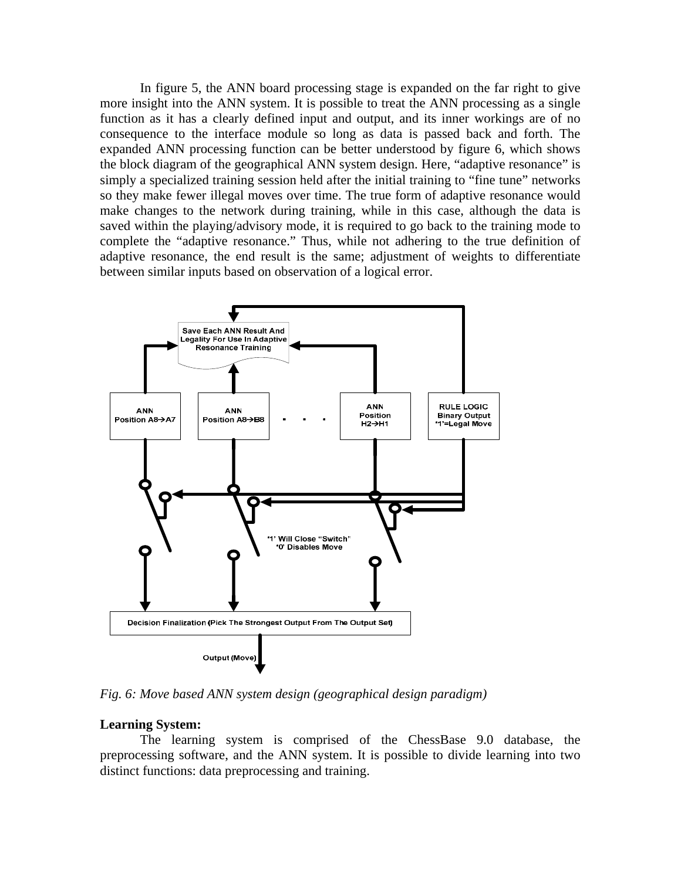In figure 5, the ANN board processing stage is expanded on the far right to give more insight into the ANN system. It is possible to treat the ANN processing as a single function as it has a clearly defined input and output, and its inner workings are of no consequence to the interface module so long as data is passed back and forth. The expanded ANN processing function can be better understood by figure 6, which shows the block diagram of the geographical ANN system design. Here, "adaptive resonance" is simply a specialized training session held after the initial training to "fine tune" networks so they make fewer illegal moves over time. The true form of adaptive resonance would make changes to the network during training, while in this case, although the data is saved within the playing/advisory mode, it is required to go back to the training mode to complete the "adaptive resonance." Thus, while not adhering to the true definition of adaptive resonance, the end result is the same; adjustment of weights to differentiate between similar inputs based on observation of a logical error.

*Fig. 6: Move based ANN system design (geographical design paradigm)*

**Learning System:**

The learning system is comprised of the ChessBase 9.0 database, the preprocessing software, and the ANN system. It is possible to divide learning into two distinct functions: data preprocessing and training.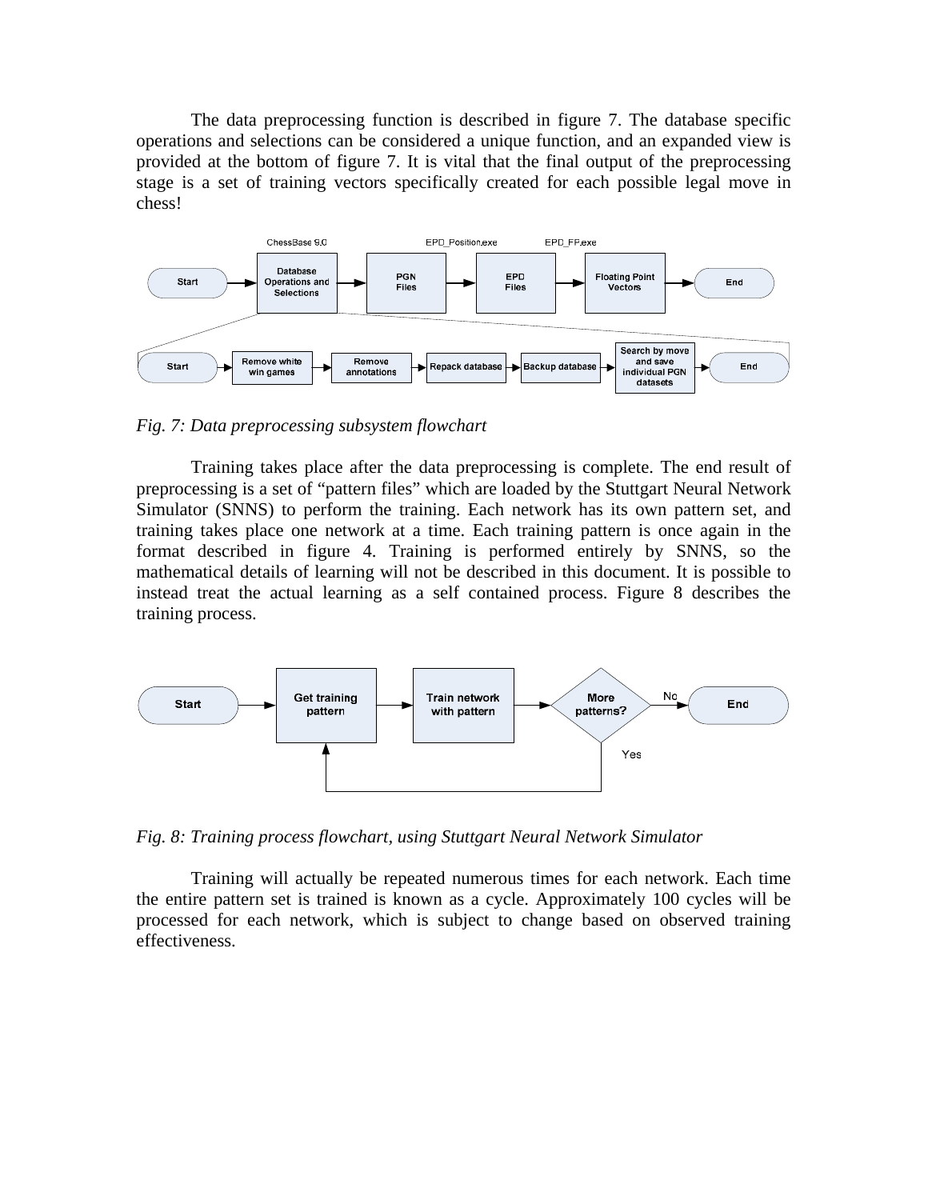The data preprocessing function is described in figure 7. The database specific operations and selections can be considered a unique function, and an expanded view is provided at the bottom of figure 7. It is vital that the final output of the preprocessing stage is a set of training vectors specifically created for each possible legal move in chess!

ChessBase 9.0
EPD_Position.exe
EPD_FP.exe
Start
Database Operations and Selections
PGN Files
EPD Files
Floating Point Vectors
End
Start
Remove white win games
Remove annotations
Repack database
Backup database
Search by move and save individual PGN datasets
End

*Fig. 7: Data preprocessing subsystem flowchart*

Training takes place after the data preprocessing is complete. The end result of preprocessing is a set of "pattern files" which are loaded by the Stuttgart Neural Network Simulator (SNNS) to perform the training. Each network has its own pattern set, and training takes place one network at a time. Each training pattern is once again in the format described in figure 4. Training is performed entirely by SNNS, so the mathematical details of learning will not be described in this document. It is possible to instead treat the actual learning as a self contained process. Figure 8 describes the training process.

Start
Get training pattern
Train network with pattern
More patterns?
No
End
Yes

*Fig. 8: Training process flowchart, using Stuttgart Neural Network Simulator*

Training will actually be repeated numerous times for each network. Each time the entire pattern set is trained is known as a cycle. Approximately 100 cycles will be processed for each network, which is subject to change based on observed training effectiveness.